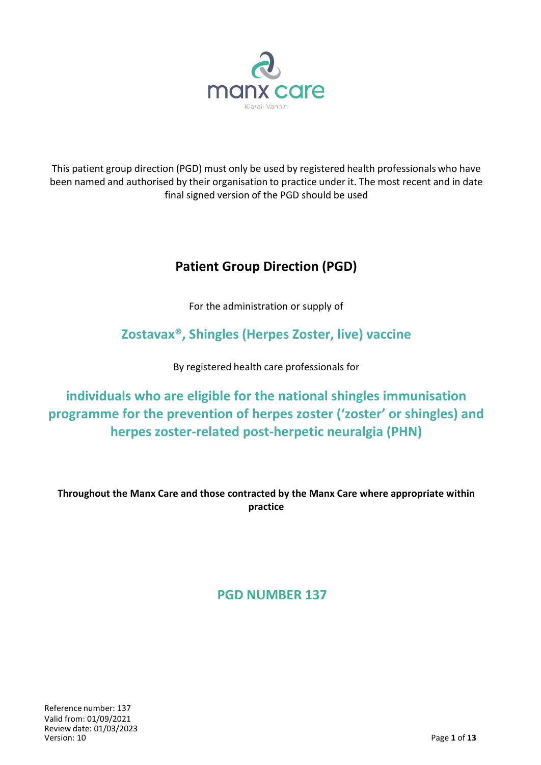manx care

Kiarail Vannin

This patient group direction (PGD) must only be used by registered health professionals who have been named and authorised by their organisation to practice under it. The most recent and in date final signed version of the PGD should be used

# Patient Group Direction (PGD)

For the administration or supply of

## Zostavax®, Shingles (Herpes Zoster, live) vaccine

By registered health care professionals for

## individuals who are eligible for the national shingles immunisation programme for the prevention of herpes zoster ('zoster' or shingles) and herpes zoster-related post-herpetic neuralgia (PHN)

**Throughout the Manx Care and those contracted by the Manx Care where appropriate within practice**

## PGD NUMBER 137

Reference number: 137
Valid from: 01/09/2021
Review date: 01/03/2023
Version: 10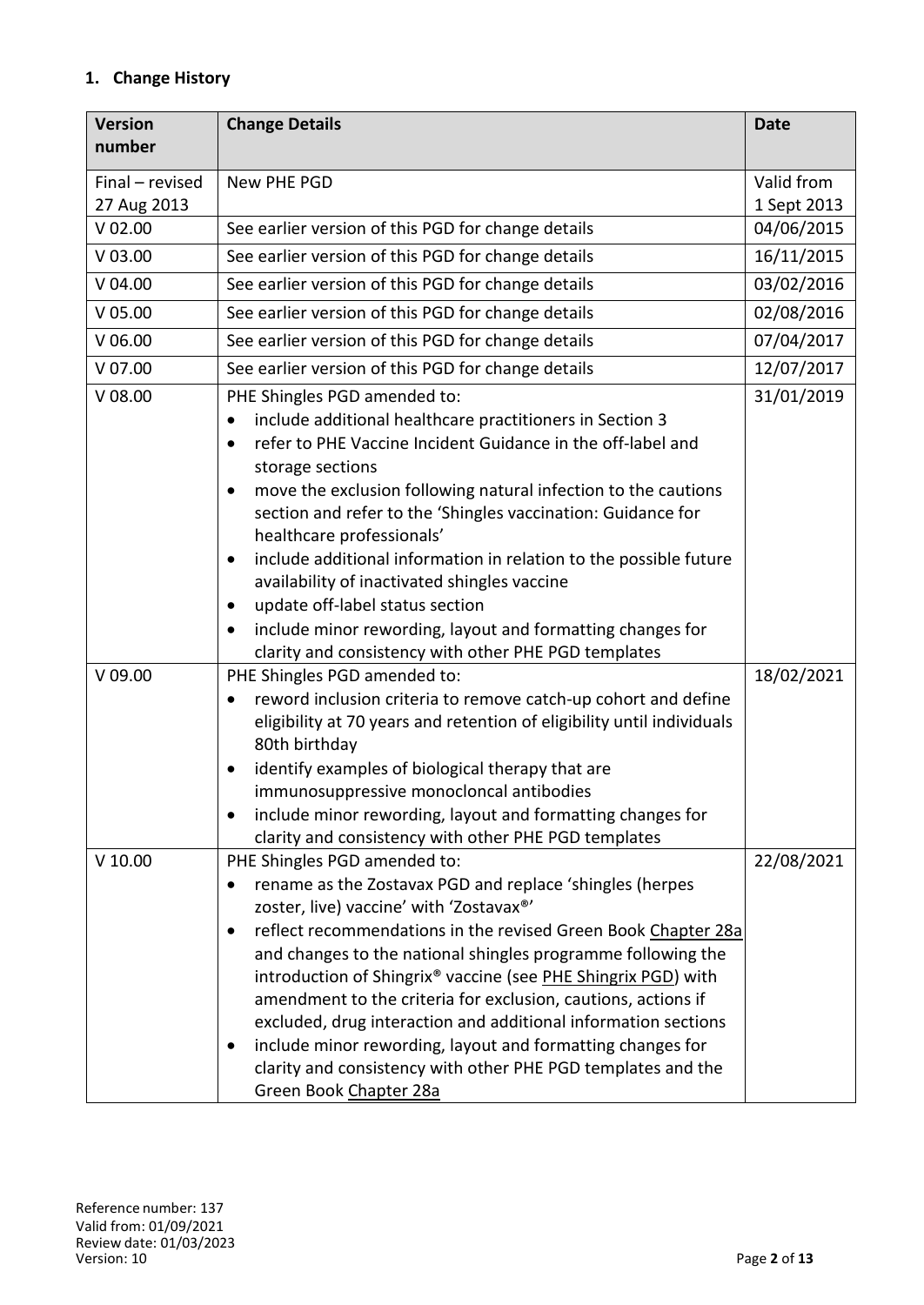## 1. Change History

| Version number | Change Details | Date |
|---|---|---|
| Final – revised 27 Aug 2013 | New PHE PGD | Valid from 1 Sept 2013 |
| V 02.00 | See earlier version of this PGD for change details | 04/06/2015 |
| V 03.00 | See earlier version of this PGD for change details | 16/11/2015 |
| V 04.00 | See earlier version of this PGD for change details | 03/02/2016 |
| V 05.00 | See earlier version of this PGD for change details | 02/08/2016 |
| V 06.00 | See earlier version of this PGD for change details | 07/04/2017 |
| V 07.00 | See earlier version of this PGD for change details | 12/07/2017 |
| V 08.00 | PHE Shingles PGD amended to:<br>• include additional healthcare practitioners in Section 3<br>• refer to PHE Vaccine Incident Guidance in the off-label and storage sections<br>• move the exclusion following natural infection to the cautions section and refer to the 'Shingles vaccination: Guidance for healthcare professionals'<br>• include additional information in relation to the possible future availability of inactivated shingles vaccine<br>• update off-label status section<br>• include minor rewording, layout and formatting changes for clarity and consistency with other PHE PGD templates | 31/01/2019 |
| V 09.00 | PHE Shingles PGD amended to:<br>• reword inclusion criteria to remove catch-up cohort and define eligibility at 70 years and retention of eligibility until individuals 80th birthday<br>• identify examples of biological therapy that are immunosuppressive monoclonal antibodies<br>• include minor rewording, layout and formatting changes for clarity and consistency with other PHE PGD templates | 18/02/2021 |
| V 10.00 | PHE Shingles PGD amended to:<br>• rename as the Zostavax PGD and replace 'shingles (herpes zoster, live) vaccine' with 'Zostavax®'<br>• reflect recommendations in the revised Green Book Chapter 28a and changes to the national shingles programme following the introduction of Shingrix® vaccine (see PHE Shingrix PGD) with amendment to the criteria for exclusion, cautions, actions if excluded, drug interaction and additional information sections<br>• include minor rewording, layout and formatting changes for clarity and consistency with other PHE PGD templates and the Green Book Chapter 28a | 22/08/2021 |

Reference number: 137
Valid from: 01/09/2021
Review date: 01/03/2023
Version: 10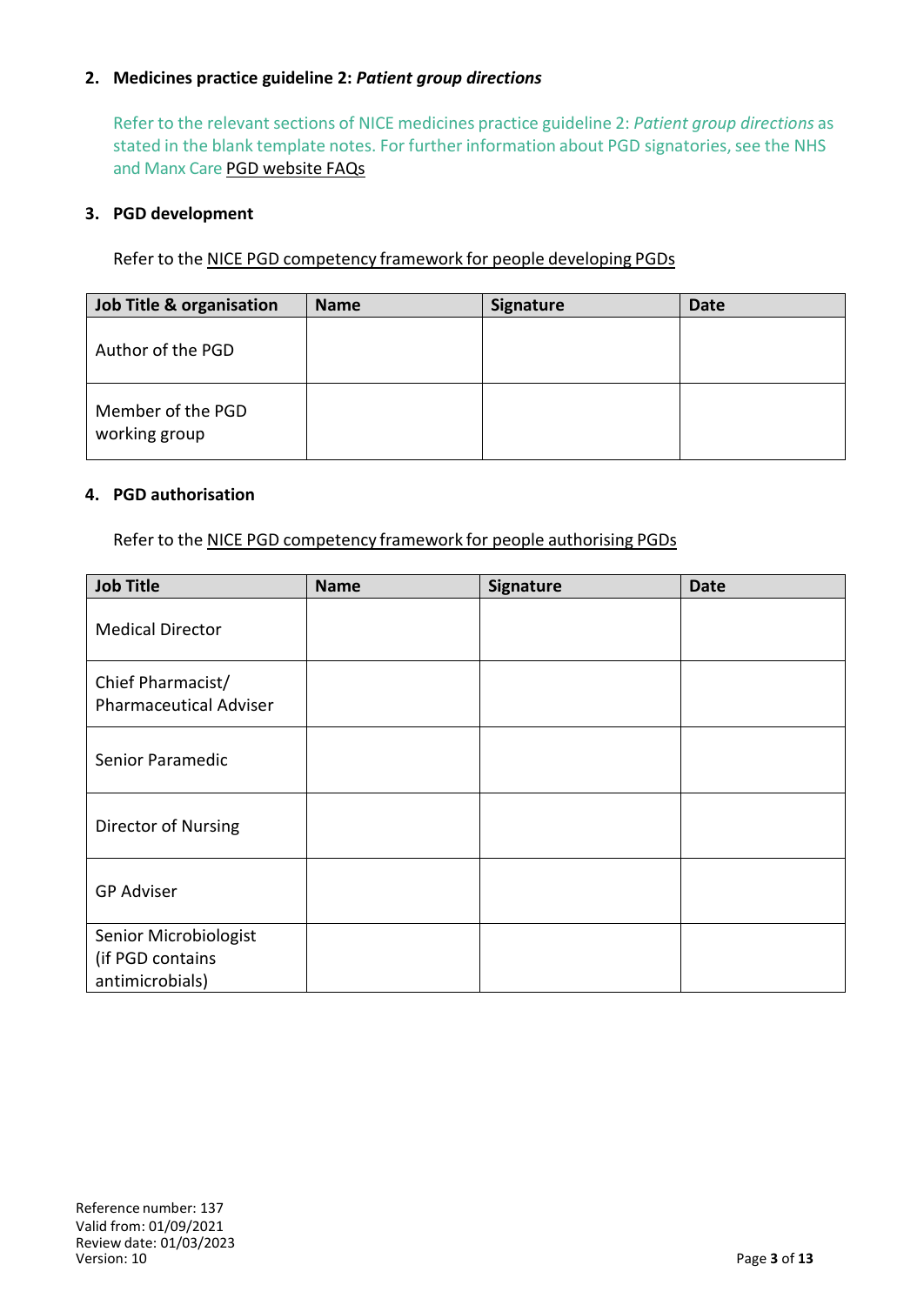## 2. Medicines practice guideline 2: *Patient group directions*

Refer to the relevant sections of NICE medicines practice guideline 2: *Patient group directions* as stated in the blank template notes. For further information about PGD signatories, see the NHS and Manx Care PGD website FAQs

## 3. PGD development

Refer to the NICE PGD competency framework for people developing PGDs

| Job Title & organisation | Name | Signature | Date |
|---|---|---|---|
| Author of the PGD | | | |
| Member of the PGD working group | | | |

## 4. PGD authorisation

Refer to the NICE PGD competency framework for people authorising PGDs

| Job Title | Name | Signature | Date |
|---|---|---|---|
| Medical Director | | | |
| Chief Pharmacist/ Pharmaceutical Adviser | | | |
| Senior Paramedic | | | |
| Director of Nursing | | | |
| GP Adviser | | | |
| Senior Microbiologist (if PGD contains antimicrobials) | | | |

Reference number: 137
Valid from: 01/09/2021
Review date: 01/03/2023
Version: 10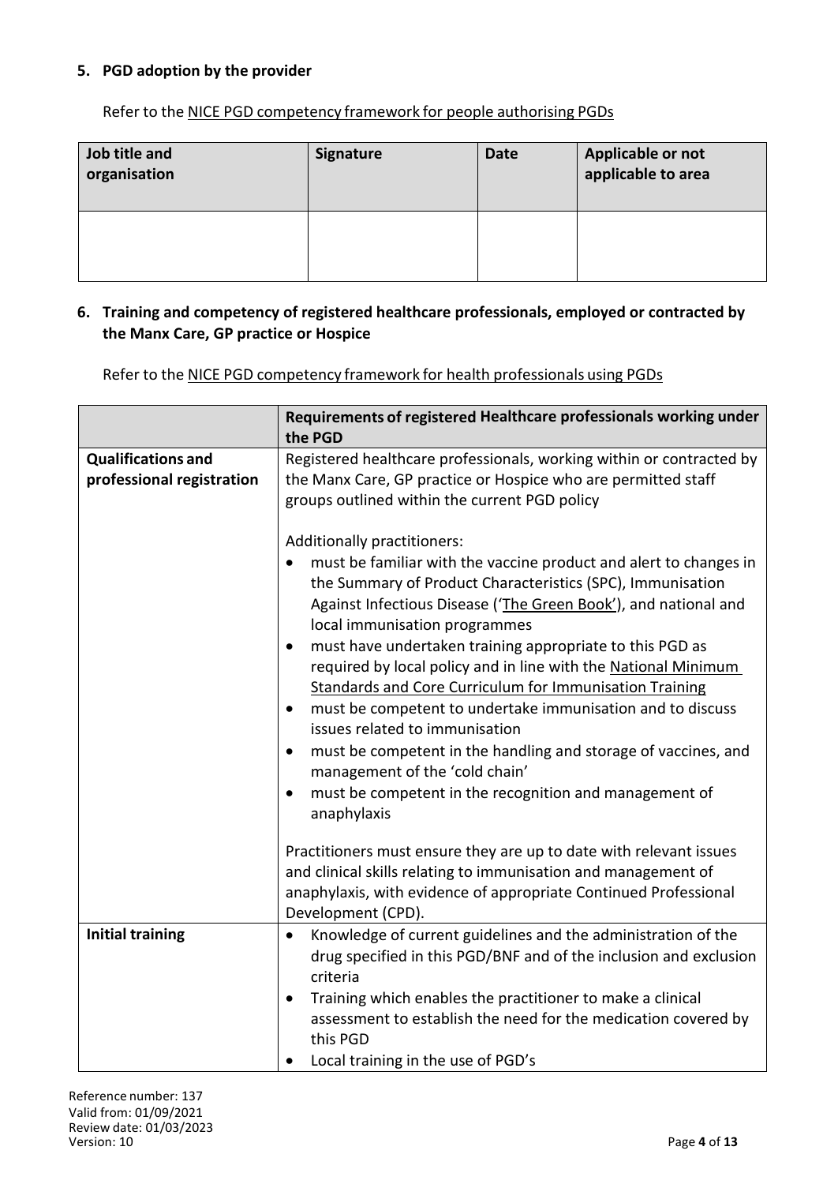### 5. PGD adoption by the provider

Refer to the NICE PGD competency framework for people authorising PGDs

| Job title and organisation | Signature | Date | Applicable or not applicable to area |
|---|---|---|---|
| | | | |

### 6. Training and competency of registered healthcare professionals, employed or contracted by the Manx Care, GP practice or Hospice

Refer to the NICE PGD competency framework for health professionals using PGDs

| | Requirements of registered Healthcare professionals working under the PGD |
|---|---|
| **Qualifications and professional registration** | Registered healthcare professionals, working within or contracted by the Manx Care, GP practice or Hospice who are permitted staff groups outlined within the current PGD policy<br><br>Additionally practitioners:<br>• must be familiar with the vaccine product and alert to changes in the Summary of Product Characteristics (SPC), Immunisation Against Infectious Disease ('The Green Book'), and national and local immunisation programmes<br>• must have undertaken training appropriate to this PGD as required by local policy and in line with the National Minimum Standards and Core Curriculum for Immunisation Training<br>• must be competent to undertake immunisation and to discuss issues related to immunisation<br>• must be competent in the handling and storage of vaccines, and management of the 'cold chain'<br>• must be competent in the recognition and management of anaphylaxis<br><br>Practitioners must ensure they are up to date with relevant issues and clinical skills relating to immunisation and management of anaphylaxis, with evidence of appropriate Continued Professional Development (CPD). |
| **Initial training** | • Knowledge of current guidelines and the administration of the drug specified in this PGD/BNF and of the inclusion and exclusion criteria<br>• Training which enables the practitioner to make a clinical assessment to establish the need for the medication covered by this PGD<br>• Local training in the use of PGD's |

Reference number: 137
Valid from: 01/09/2021
Review date: 01/03/2023
Version: 10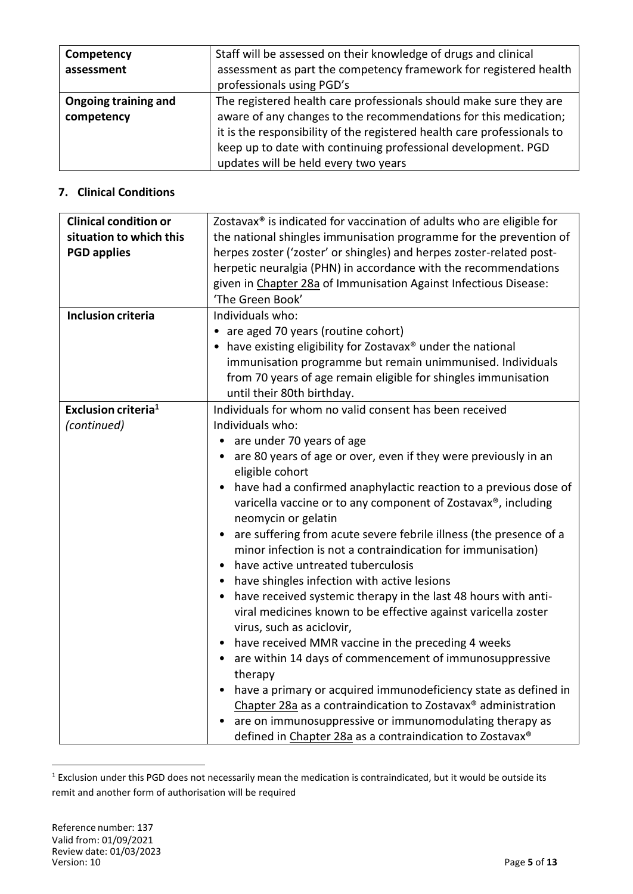| Competency assessment | Staff will be assessed on their knowledge of drugs and clinical assessment as part the competency framework for registered health professionals using PGD's |
|---|---|
| **Ongoing training and competency** | The registered health care professionals should make sure they are aware of any changes to the recommendations for this medication; it is the responsibility of the registered health care professionals to keep up to date with continuing professional development. PGD updates will be held every two years |

## 7. Clinical Conditions

| Clinical condition or situation to which this PGD applies | Zostavax® is indicated for vaccination of adults who are eligible for the national shingles immunisation programme for the prevention of herpes zoster ('zoster' or shingles) and herpes zoster-related post-herpetic neuralgia (PHN) in accordance with the recommendations given in Chapter 28a of Immunisation Against Infectious Disease: 'The Green Book' |
|---|---|
| **Inclusion criteria** | Individuals who:<br>• are aged 70 years (routine cohort)<br>• have existing eligibility for Zostavax® under the national immunisation programme but remain unimmunised. Individuals from 70 years of age remain eligible for shingles immunisation until their 80th birthday. |
| **Exclusion criteria[1]** *(continued)* | Individuals for whom no valid consent has been received<br>Individuals who:<br>• are under 70 years of age<br>• are 80 years of age or over, even if they were previously in an eligible cohort<br>• have had a confirmed anaphylactic reaction to a previous dose of varicella vaccine or to any component of Zostavax®, including neomycin or gelatin<br>• are suffering from acute severe febrile illness (the presence of a minor infection is not a contraindication for immunisation)<br>• have active untreated tuberculosis<br>• have shingles infection with active lesions<br>• have received systemic therapy in the last 48 hours with anti-viral medicines known to be effective against varicella zoster virus, such as aciclovir,<br>• have received MMR vaccine in the preceding 4 weeks<br>• are within 14 days of commencement of immunosuppressive therapy<br>• have a primary or acquired immunodeficiency state as defined in Chapter 28a as a contraindication to Zostavax® administration<br>• are on immunosuppressive or immunomodulating therapy as defined in Chapter 28a as a contraindication to Zostavax® |

[1] Exclusion under this PGD does not necessarily mean the medication is contraindicated, but it would be outside its remit and another form of authorisation will be required

Reference number: 137
Valid from: 01/09/2021
Review date: 01/03/2023
Version: 10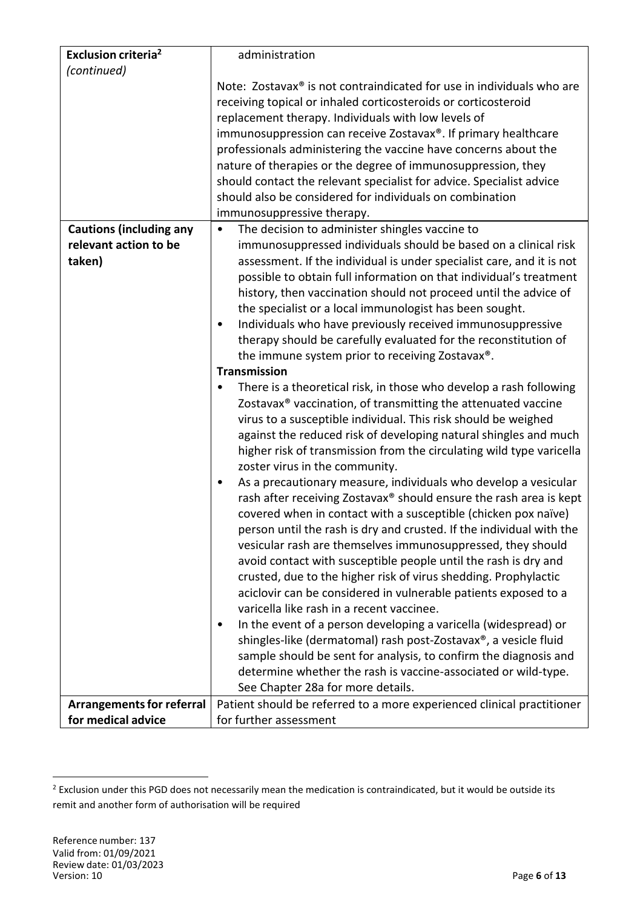| **Exclusion criteria[2]** *(continued)* | administration<br><br>Note: Zostavax® is not contraindicated for use in individuals who are receiving topical or inhaled corticosteroids or corticosteroid replacement therapy. Individuals with low levels of immunosuppression can receive Zostavax®. If primary healthcare professionals administering the vaccine have concerns about the nature of therapies or the degree of immunosuppression, they should contact the relevant specialist for advice. Specialist advice should also be considered for individuals on combination immunosuppressive therapy. |
|---|---|
| **Cautions (including any relevant action to be taken)** | • The decision to administer shingles vaccine to immunosuppressed individuals should be based on a clinical risk assessment. If the individual is under specialist care, and it is not possible to obtain full information on that individual's treatment history, then vaccination should not proceed until the advice of the specialist or a local immunologist has been sought.<br>• Individuals who have previously received immunosuppressive therapy should be carefully evaluated for the reconstitution of the immune system prior to receiving Zostavax®.<br>**Transmission**<br>• There is a theoretical risk, in those who develop a rash following Zostavax® vaccination, of transmitting the attenuated vaccine virus to a susceptible individual. This risk should be weighed against the reduced risk of developing natural shingles and much higher risk of transmission from the circulating wild type varicella zoster virus in the community.<br>• As a precautionary measure, individuals who develop a vesicular rash after receiving Zostavax® should ensure the rash area is kept covered when in contact with a susceptible (chicken pox naïve) person until the rash is dry and crusted. If the individual with the vesicular rash are themselves immunosuppressed, they should avoid contact with susceptible people until the rash is dry and crusted, due to the higher risk of virus shedding. Prophylactic aciclovir can be considered in vulnerable patients exposed to a varicella like rash in a recent vaccinee.<br>• In the event of a person developing a varicella (widespread) or shingles-like (dermatomal) rash post-Zostavax®, a vesicle fluid sample should be sent for analysis, to confirm the diagnosis and determine whether the rash is vaccine-associated or wild-type. See Chapter 28a for more details. |
| **Arrangements for referral for medical advice** | Patient should be referred to a more experienced clinical practitioner for further assessment |

[2] Exclusion under this PGD does not necessarily mean the medication is contraindicated, but it would be outside its remit and another form of authorisation will be required

Reference number: 137
Valid from: 01/09/2021
Review date: 01/03/2023
Version: 10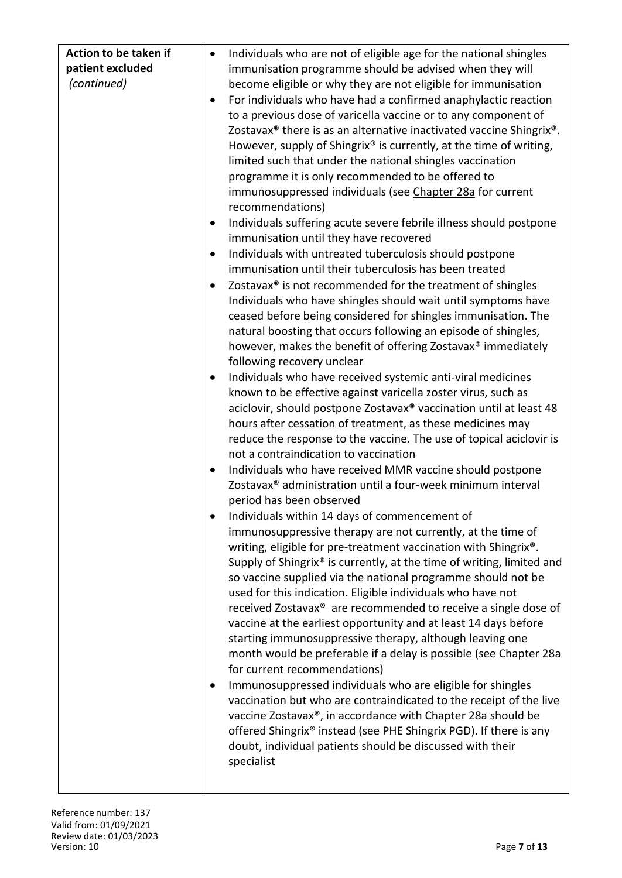| **Action to be taken if patient excluded** *(continued)* | • Individuals who are not of eligible age for the national shingles immunisation programme should be advised when they will become eligible or why they are not eligible for immunisation<br>• For individuals who have had a confirmed anaphylactic reaction to a previous dose of varicella vaccine or to any component of Zostavax® there is as an alternative inactivated vaccine Shingrix®. However, supply of Shingrix® is currently, at the time of writing, limited such that under the national shingles vaccination programme it is only recommended to be offered to immunosuppressed individuals (see Chapter 28a for current recommendations)<br>• Individuals suffering acute severe febrile illness should postpone immunisation until they have recovered<br>• Individuals with untreated tuberculosis should postpone immunisation until their tuberculosis has been treated<br>• Zostavax® is not recommended for the treatment of shingles Individuals who have shingles should wait until symptoms have ceased before being considered for shingles immunisation. The natural boosting that occurs following an episode of shingles, however, makes the benefit of offering Zostavax® immediately following recovery unclear<br>• Individuals who have received systemic anti-viral medicines known to be effective against varicella zoster virus, such as aciclovir, should postpone Zostavax® vaccination until at least 48 hours after cessation of treatment, as these medicines may reduce the response to the vaccine. The use of topical aciclovir is not a contraindication to vaccination<br>• Individuals who have received MMR vaccine should postpone Zostavax® administration until a four-week minimum interval period has been observed<br>• Individuals within 14 days of commencement of immunosuppressive therapy are not currently, at the time of writing, eligible for pre-treatment vaccination with Shingrix®. Supply of Shingrix® is currently, at the time of writing, limited and so vaccine supplied via the national programme should not be used for this indication. Eligible individuals who have not received Zostavax® are recommended to receive a single dose of vaccine at the earliest opportunity and at least 14 days before starting immunosuppressive therapy, although leaving one month would be preferable if a delay is possible (see Chapter 28a for current recommendations)<br>• Immunosuppressed individuals who are eligible for shingles vaccination but who are contraindicated to the receipt of the live vaccine Zostavax®, in accordance with Chapter 28a should be offered Shingrix® instead (see PHE Shingrix PGD). If there is any doubt, individual patients should be discussed with their specialist |
|---|---|

Reference number: 137
Valid from: 01/09/2021
Review date: 01/03/2023
Version: 10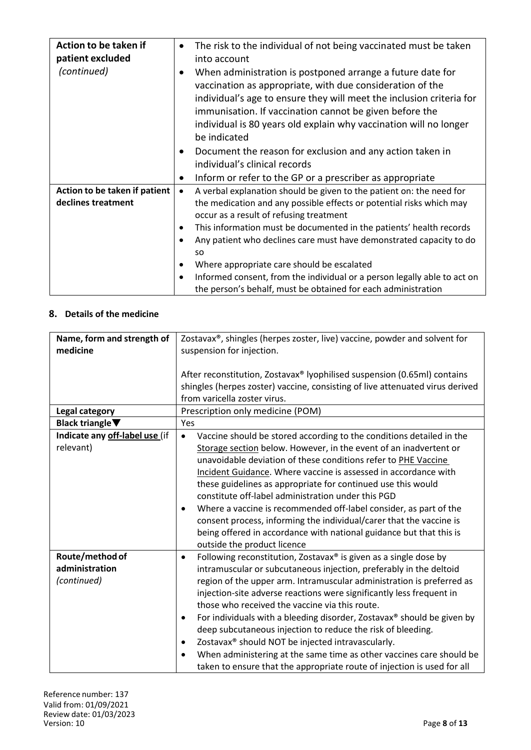| | |
|---|---|
| **Action to be taken if patient excluded** *(continued)* | • The risk to the individual of not being vaccinated must be taken into account<br>• When administration is postponed arrange a future date for vaccination as appropriate, with due consideration of the individual's age to ensure they will meet the inclusion criteria for immunisation. If vaccination cannot be given before the individual is 80 years old explain why vaccination will no longer be indicated<br>• Document the reason for exclusion and any action taken in individual's clinical records<br>• Inform or refer to the GP or a prescriber as appropriate |
| **Action to be taken if patient declines treatment** | • A verbal explanation should be given to the patient on: the need for the medication and any possible effects or potential risks which may occur as a result of refusing treatment<br>• This information must be documented in the patients' health records<br>• Any patient who declines care must have demonstrated capacity to do so<br>• Where appropriate care should be escalated<br>• Informed consent, from the individual or a person legally able to act on the person's behalf, must be obtained for each administration |

## 8. Details of the medicine

| | |
|---|---|
| **Name, form and strength of medicine** | Zostavax®, shingles (herpes zoster, live) vaccine, powder and solvent for suspension for injection.<br><br>After reconstitution, Zostavax® lyophilised suspension (0.65ml) contains shingles (herpes zoster) vaccine, consisting of live attenuated virus derived from varicella zoster virus. |
| **Legal category** | Prescription only medicine (POM) |
| **Black triangle▼** | Yes |
| **Indicate any off-label use (if relevant)** | • Vaccine should be stored according to the conditions detailed in the Storage section below. However, in the event of an inadvertent or unavoidable deviation of these conditions refer to PHE Vaccine Incident Guidance. Where vaccine is assessed in accordance with these guidelines as appropriate for continued use this would constitute off-label administration under this PGD<br>• Where a vaccine is recommended off-label consider, as part of the consent process, informing the individual/carer that the vaccine is being offered in accordance with national guidance but that this is outside the product licence |
| **Route/method of administration** *(continued)* | • Following reconstitution, Zostavax® is given as a single dose by intramuscular or subcutaneous injection, preferably in the deltoid region of the upper arm. Intramuscular administration is preferred as injection-site adverse reactions were significantly less frequent in those who received the vaccine via this route.<br>• For individuals with a bleeding disorder, Zostavax® should be given by deep subcutaneous injection to reduce the risk of bleeding.<br>• Zostavax® should NOT be injected intravascularly.<br>• When administering at the same time as other vaccines care should be taken to ensure that the appropriate route of injection is used for all |

Reference number: 137
Valid from: 01/09/2021
Review date: 01/03/2023
Version: 10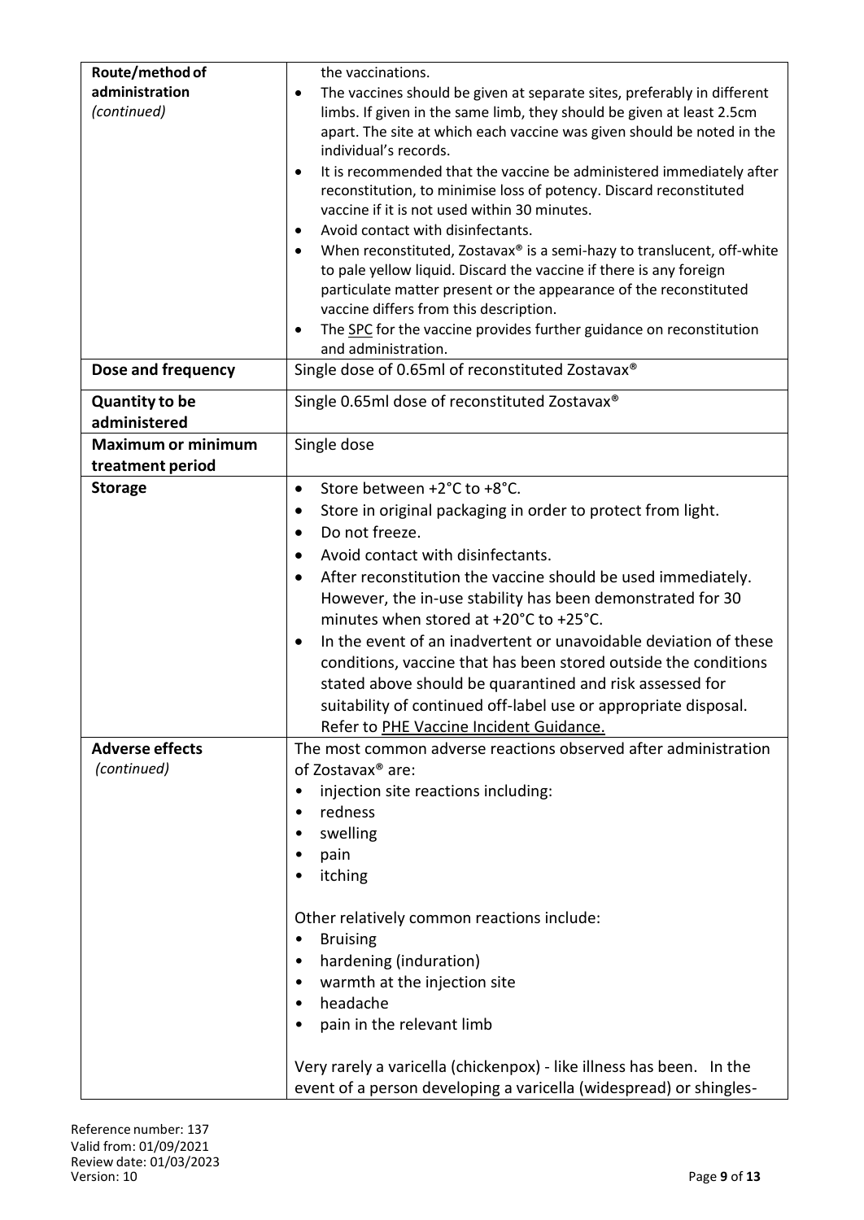| | |
|---|---|
| **Route/method of administration** *(continued)* | the vaccinations.<br>• The vaccines should be given at separate sites, preferably in different limbs. If given in the same limb, they should be given at least 2.5cm apart. The site at which each vaccine was given should be noted in the individual's records.<br>• It is recommended that the vaccine be administered immediately after reconstitution, to minimise loss of potency. Discard reconstituted vaccine if it is not used within 30 minutes.<br>• Avoid contact with disinfectants.<br>• When reconstituted, Zostavax® is a semi-hazy to translucent, off-white to pale yellow liquid. Discard the vaccine if there is any foreign particulate matter present or the appearance of the reconstituted vaccine differs from this description.<br>• The SPC for the vaccine provides further guidance on reconstitution and administration. |
| **Dose and frequency** | Single dose of 0.65ml of reconstituted Zostavax® |
| **Quantity to be administered** | Single 0.65ml dose of reconstituted Zostavax® |
| **Maximum or minimum treatment period** | Single dose |
| **Storage** | • Store between +2°C to +8°C.<br>• Store in original packaging in order to protect from light.<br>• Do not freeze.<br>• Avoid contact with disinfectants.<br>• After reconstitution the vaccine should be used immediately. However, the in-use stability has been demonstrated for 30 minutes when stored at +20°C to +25°C.<br>• In the event of an inadvertent or unavoidable deviation of these conditions, vaccine that has been stored outside the conditions stated above should be quarantined and risk assessed for suitability of continued off-label use or appropriate disposal. Refer to PHE Vaccine Incident Guidance. |
| **Adverse effects** *(continued)* | The most common adverse reactions observed after administration of Zostavax® are:<br>• injection site reactions including:<br>• redness<br>• swelling<br>• pain<br>• itching<br><br>Other relatively common reactions include:<br>• Bruising<br>• hardening (induration)<br>• warmth at the injection site<br>• headache<br>• pain in the relevant limb<br><br>Very rarely a varicella (chickenpox) - like illness has been. In the event of a person developing a varicella (widespread) or shingles- |

Reference number: 137
Valid from: 01/09/2021
Review date: 01/03/2023
Version: 10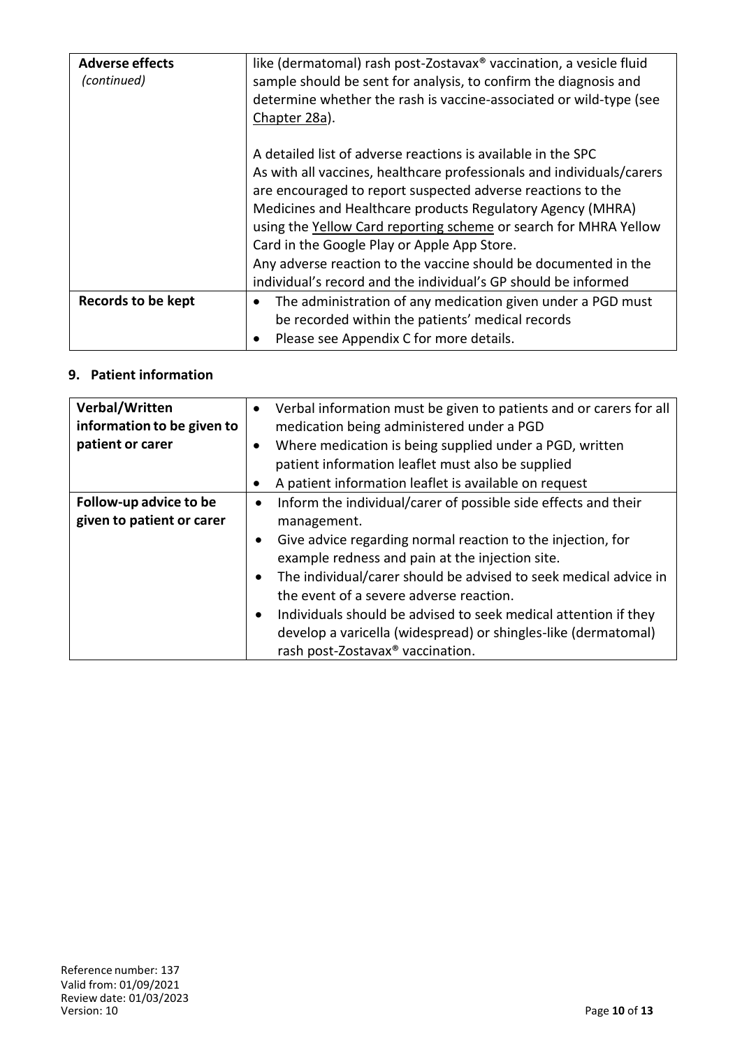| | |
|---|---|
| **Adverse effects** *(continued)* | like (dermatomal) rash post-Zostavax® vaccination, a vesicle fluid sample should be sent for analysis, to confirm the diagnosis and determine whether the rash is vaccine-associated or wild-type (see Chapter 28a).<br><br>A detailed list of adverse reactions is available in the SPC<br>As with all vaccines, healthcare professionals and individuals/carers are encouraged to report suspected adverse reactions to the Medicines and Healthcare products Regulatory Agency (MHRA) using the Yellow Card reporting scheme or search for MHRA Yellow Card in the Google Play or Apple App Store.<br>Any adverse reaction to the vaccine should be documented in the individual's record and the individual's GP should be informed |
| **Records to be kept** | • The administration of any medication given under a PGD must be recorded within the patients' medical records<br>• Please see Appendix C for more details. |

## 9. Patient information

| | |
|---|---|
| **Verbal/Written information to be given to patient or carer** | • Verbal information must be given to patients and or carers for all medication being administered under a PGD<br>• Where medication is being supplied under a PGD, written patient information leaflet must also be supplied<br>• A patient information leaflet is available on request |
| **Follow-up advice to be given to patient or carer** | • Inform the individual/carer of possible side effects and their management.<br>• Give advice regarding normal reaction to the injection, for example redness and pain at the injection site.<br>• The individual/carer should be advised to seek medical advice in the event of a severe adverse reaction.<br>• Individuals should be advised to seek medical attention if they develop a varicella (widespread) or shingles-like (dermatomal) rash post-Zostavax® vaccination. |

Reference number: 137
Valid from: 01/09/2021
Review date: 01/03/2023
Version: 10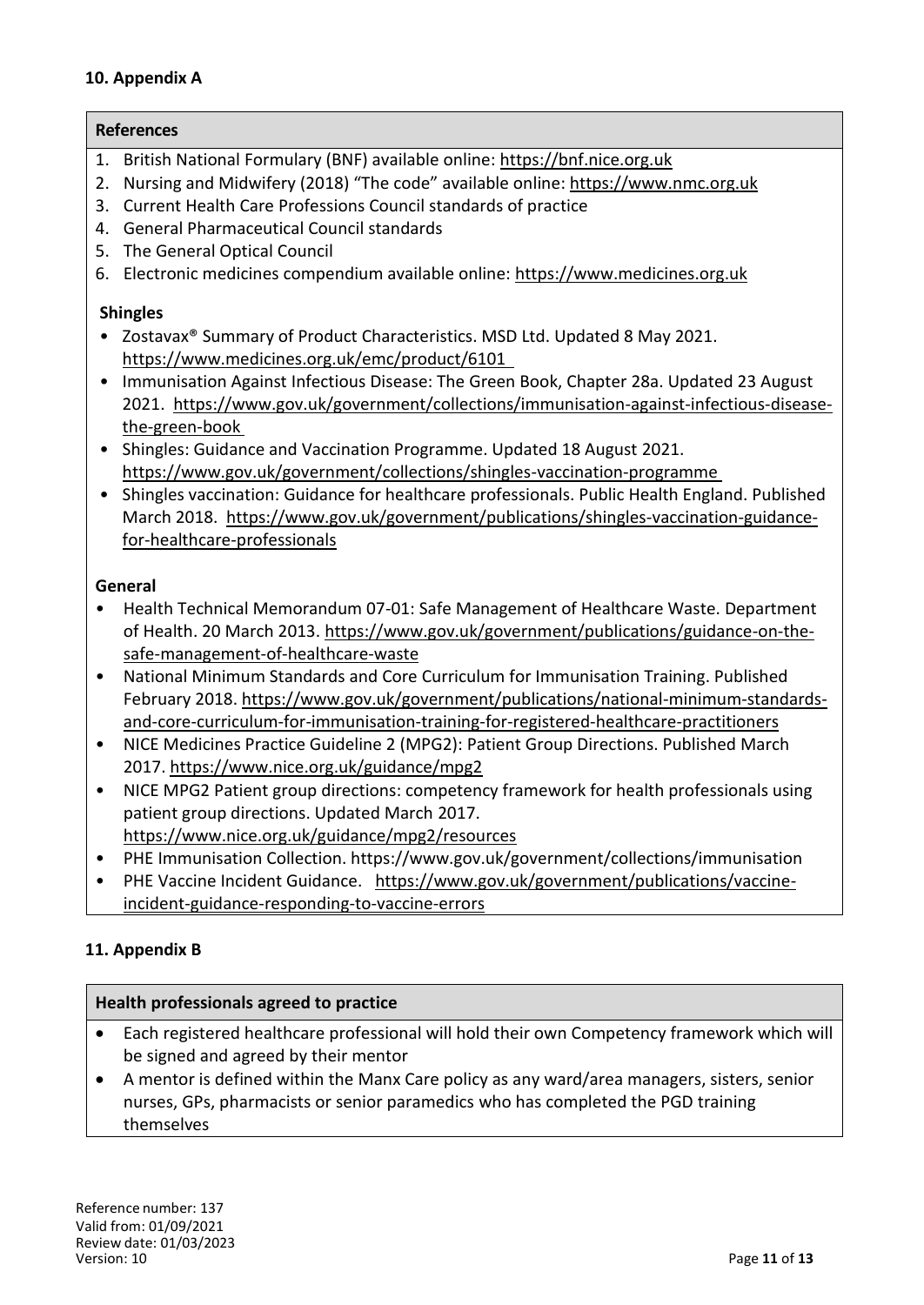## 10. Appendix A

### References

1. British National Formulary (BNF) available online: https://bnf.nice.org.uk
2. Nursing and Midwifery (2018) "The code" available online: https://www.nmc.org.uk
3. Current Health Care Professions Council standards of practice
4. General Pharmaceutical Council standards
5. The General Optical Council
6. Electronic medicines compendium available online: https://www.medicines.org.uk

**Shingles**

- Zostavax® Summary of Product Characteristics. MSD Ltd. Updated 8 May 2021. https://www.medicines.org.uk/emc/product/6101
- Immunisation Against Infectious Disease: The Green Book, Chapter 28a. Updated 23 August 2021. https://www.gov.uk/government/collections/immunisation-against-infectious-disease-the-green-book
- Shingles: Guidance and Vaccination Programme. Updated 18 August 2021. https://www.gov.uk/government/collections/shingles-vaccination-programme
- Shingles vaccination: Guidance for healthcare professionals. Public Health England. Published March 2018. https://www.gov.uk/government/publications/shingles-vaccination-guidance-for-healthcare-professionals

**General**

- Health Technical Memorandum 07-01: Safe Management of Healthcare Waste. Department of Health. 20 March 2013. https://www.gov.uk/government/publications/guidance-on-the-safe-management-of-healthcare-waste
- National Minimum Standards and Core Curriculum for Immunisation Training. Published February 2018. https://www.gov.uk/government/publications/national-minimum-standards-and-core-curriculum-for-immunisation-training-for-registered-healthcare-practitioners
- NICE Medicines Practice Guideline 2 (MPG2): Patient Group Directions. Published March 2017. https://www.nice.org.uk/guidance/mpg2
- NICE MPG2 Patient group directions: competency framework for health professionals using patient group directions. Updated March 2017. https://www.nice.org.uk/guidance/mpg2/resources
- PHE Immunisation Collection. https://www.gov.uk/government/collections/immunisation
- PHE Vaccine Incident Guidance. https://www.gov.uk/government/publications/vaccine-incident-guidance-responding-to-vaccine-errors

## 11. Appendix B

### Health professionals agreed to practice

- Each registered healthcare professional will hold their own Competency framework which will be signed and agreed by their mentor
- A mentor is defined within the Manx Care policy as any ward/area managers, sisters, senior nurses, GPs, pharmacists or senior paramedics who has completed the PGD training themselves

Reference number: 137
Valid from: 01/09/2021
Review date: 01/03/2023
Version: 10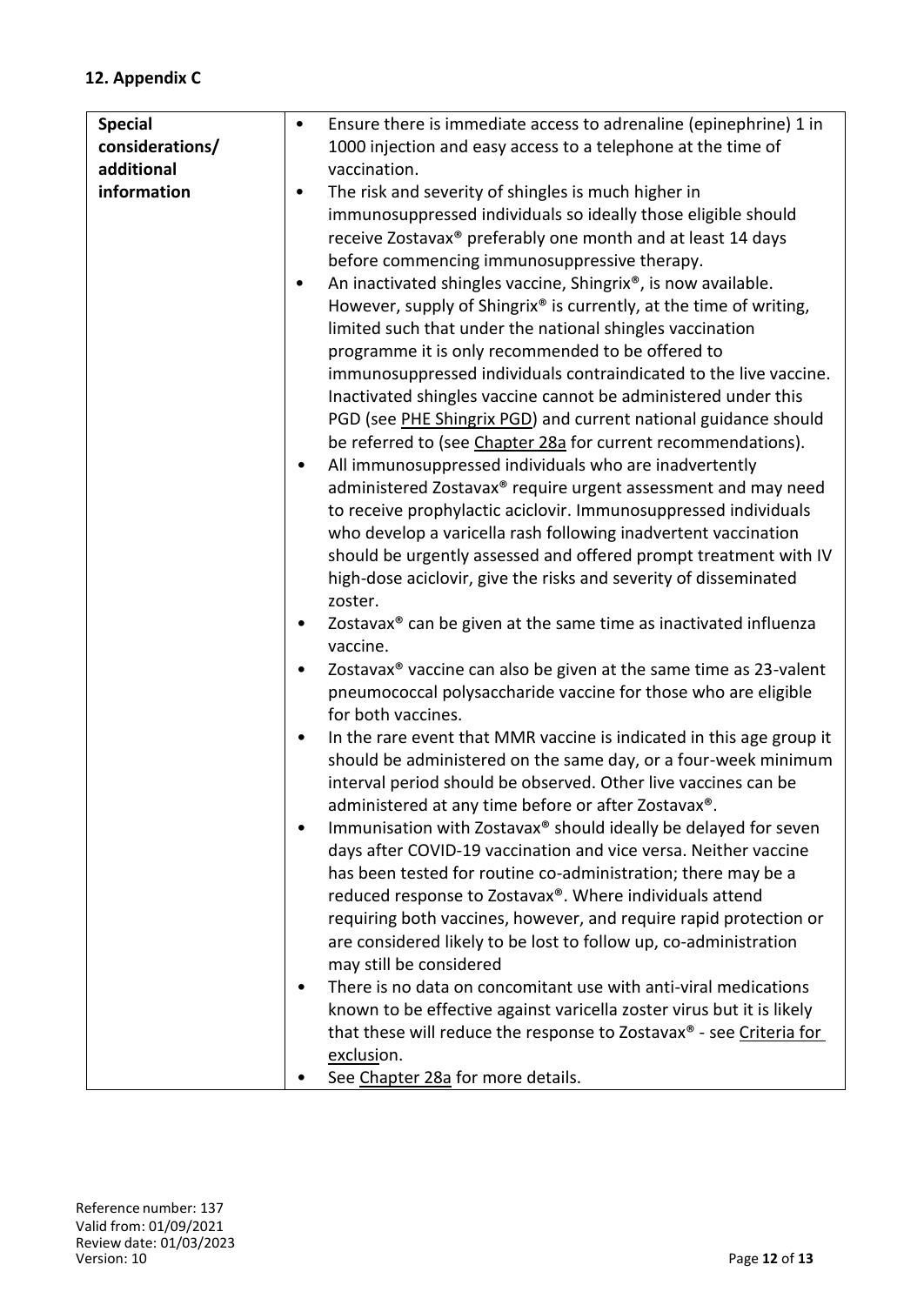## 12. Appendix C

| | |
|---|---|
| **Special considerations/ additional information** | • Ensure there is immediate access to adrenaline (epinephrine) 1 in 1000 injection and easy access to a telephone at the time of vaccination.<br>• The risk and severity of shingles is much higher in immunosuppressed individuals so ideally those eligible should receive Zostavax® preferably one month and at least 14 days before commencing immunosuppressive therapy.<br>• An inactivated shingles vaccine, Shingrix®, is now available. However, supply of Shingrix® is currently, at the time of writing, limited such that under the national shingles vaccination programme it is only recommended to be offered to immunosuppressed individuals contraindicated to the live vaccine. Inactivated shingles vaccine cannot be administered under this PGD (see PHE Shingrix PGD) and current national guidance should be referred to (see Chapter 28a for current recommendations).<br>• All immunosuppressed individuals who are inadvertently administered Zostavax® require urgent assessment and may need to receive prophylactic aciclovir. Immunosuppressed individuals who develop a varicella rash following inadvertent vaccination should be urgently assessed and offered prompt treatment with IV high-dose aciclovir, give the risks and severity of disseminated zoster.<br>• Zostavax® can be given at the same time as inactivated influenza vaccine.<br>• Zostavax® vaccine can also be given at the same time as 23-valent pneumococcal polysaccharide vaccine for those who are eligible for both vaccines.<br>• In the rare event that MMR vaccine is indicated in this age group it should be administered on the same day, or a four-week minimum interval period should be observed. Other live vaccines can be administered at any time before or after Zostavax®.<br>• Immunisation with Zostavax® should ideally be delayed for seven days after COVID-19 vaccination and vice versa. Neither vaccine has been tested for routine co-administration; there may be a reduced response to Zostavax®. Where individuals attend requiring both vaccines, however, and require rapid protection or are considered likely to be lost to follow up, co-administration may still be considered<br>• There is no data on concomitant use with anti-viral medications known to be effective against varicella zoster virus but it is likely that these will reduce the response to Zostavax® - see Criteria for exclusion.<br>• See Chapter 28a for more details. |

Reference number: 137
Valid from: 01/09/2021
Review date: 01/03/2023
Version: 10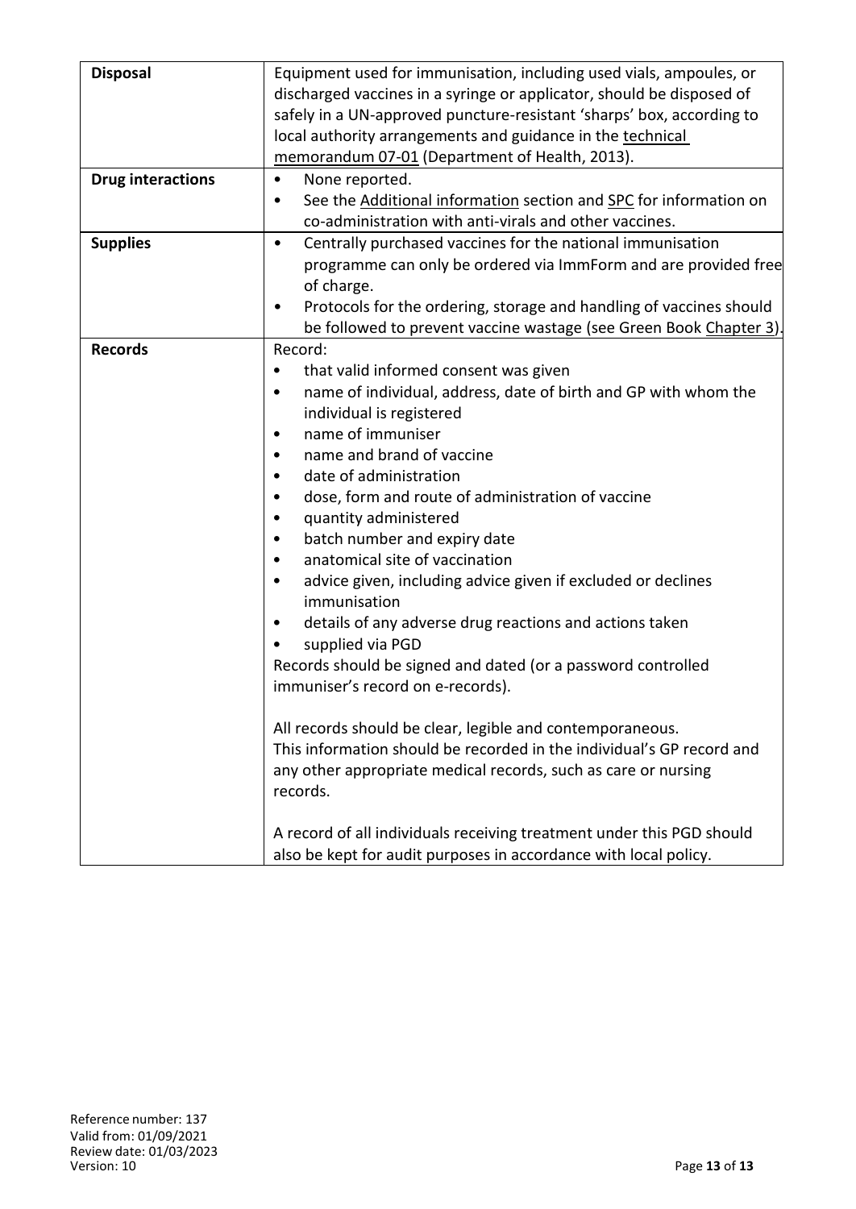| | |
|---|---|
| **Disposal** | Equipment used for immunisation, including used vials, ampoules, or discharged vaccines in a syringe or applicator, should be disposed of safely in a UN-approved puncture-resistant 'sharps' box, according to local authority arrangements and guidance in the technical memorandum 07-01 (Department of Health, 2013). |
| **Drug interactions** | • None reported.<br>• See the Additional information section and SPC for information on co-administration with anti-virals and other vaccines. |
| **Supplies** | • Centrally purchased vaccines for the national immunisation programme can only be ordered via ImmForm and are provided free of charge.<br>• Protocols for the ordering, storage and handling of vaccines should be followed to prevent vaccine wastage (see Green Book Chapter 3). |
| **Records** | Record:<br>• that valid informed consent was given<br>• name of individual, address, date of birth and GP with whom the individual is registered<br>• name of immuniser<br>• name and brand of vaccine<br>• date of administration<br>• dose, form and route of administration of vaccine<br>• quantity administered<br>• batch number and expiry date<br>• anatomical site of vaccination<br>• advice given, including advice given if excluded or declines immunisation<br>• details of any adverse drug reactions and actions taken<br>• supplied via PGD<br>Records should be signed and dated (or a password controlled immuniser's record on e-records).<br><br>All records should be clear, legible and contemporaneous.<br>This information should be recorded in the individual's GP record and any other appropriate medical records, such as care or nursing records.<br><br>A record of all individuals receiving treatment under this PGD should also be kept for audit purposes in accordance with local policy. |

Reference number: 137
Valid from: 01/09/2021
Review date: 01/03/2023
Version: 10